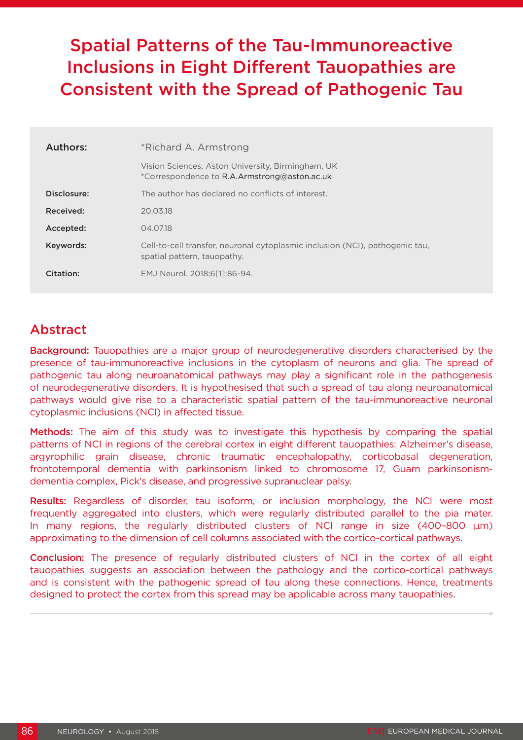# Spatial Patterns of the Tau-Immunoreactive Inclusions in Eight Different Tauopathies are Consistent with the Spread of Pathogenic Tau

**Authors:** *Richard A. Armstrong

Vision Sciences, Aston University, Birmingham, UK
*Correspondence to R.A.Armstrong@aston.ac.uk

**Disclosure:** The author has declared no conflicts of interest.

**Received:** 20.03.18

**Accepted:** 04.07.18

**Keywords:** Cell-to-cell transfer, neuronal cytoplasmic inclusion (NCI), pathogenic tau, spatial pattern, tauopathy.

**Citation:** EMJ Neurol. 2018;6[1]:86-94.

## Abstract

**Background:** Tauopathies are a major group of neurodegenerative disorders characterised by the presence of tau-immunoreactive inclusions in the cytoplasm of neurons and glia. The spread of pathogenic tau along neuroanatomical pathways may play a significant role in the pathogenesis of neurodegenerative disorders. It is hypothesised that such a spread of tau along neuroanatomical pathways would give rise to a characteristic spatial pattern of the tau-immunoreactive neuronal cytoplasmic inclusions (NCI) in affected tissue.

**Methods:** The aim of this study was to investigate this hypothesis by comparing the spatial patterns of NCI in regions of the cerebral cortex in eight different tauopathies: Alzheimer's disease, argyrophilic grain disease, chronic traumatic encephalopathy, corticobasal degeneration, frontotemporal dementia with parkinsonism linked to chromosome 17, Guam parkinsonism-dementia complex, Pick's disease, and progressive supranuclear palsy.

**Results:** Regardless of disorder, tau isoform, or inclusion morphology, the NCI were most frequently aggregated into clusters, which were regularly distributed parallel to the pia mater. In many regions, the regularly distributed clusters of NCI range in size (400–800 μm) approximating to the dimension of cell columns associated with the cortico-cortical pathways.

**Conclusion:** The presence of regularly distributed clusters of NCI in the cortex of all eight tauopathies suggests an association between the pathology and the cortico-cortical pathways and is consistent with the pathogenic spread of tau along these connections. Hence, treatments designed to protect the cortex from this spread may be applicable across many tauopathies.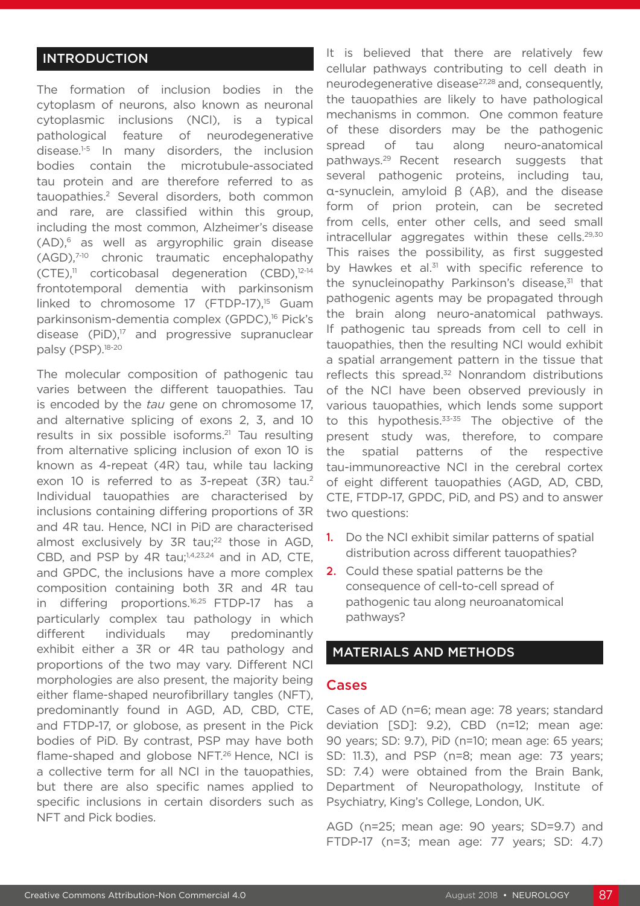## INTRODUCTION

The formation of inclusion bodies in the cytoplasm of neurons, also known as neuronal cytoplasmic inclusions (NCI), is a typical pathological feature of neurodegenerative disease.[1-5] In many disorders, the inclusion bodies contain the microtubule-associated tau protein and are therefore referred to as tauopathies.[2] Several disorders, both common and rare, are classified within this group, including the most common, Alzheimer's disease (AD),[6] as well as argyrophilic grain disease (AGD),[7-10] chronic traumatic encephalopathy (CTE),[11] corticobasal degeneration (CBD),[12-14] frontotemporal dementia with parkinsonism linked to chromosome 17 (FTDP-17),[15] Guam parkinsonism-dementia complex (GPDC),[16] Pick's disease (PiD),[17] and progressive supranuclear palsy (PSP).[18-20]

The molecular composition of pathogenic tau varies between the different tauopathies. Tau is encoded by the *tau* gene on chromosome 17, and alternative splicing of exons 2, 3, and 10 results in six possible isoforms.[21] Tau resulting from alternative splicing inclusion of exon 10 is known as 4-repeat (4R) tau, while tau lacking exon 10 is referred to as 3-repeat (3R) tau.[2] Individual tauopathies are characterised by inclusions containing differing proportions of 3R and 4R tau. Hence, NCI in PiD are characterised almost exclusively by 3R tau;[22] those in AGD, CBD, and PSP by 4R tau;[1,4,23,24] and in AD, CTE, and GPDC, the inclusions have a more complex composition containing both 3R and 4R tau in differing proportions.[16,25] FTDP-17 has a particularly complex tau pathology in which different individuals may predominantly exhibit either a 3R or 4R tau pathology and proportions of the two may vary. Different NCI morphologies are also present, the majority being either flame-shaped neurofibrillary tangles (NFT), predominantly found in AGD, AD, CBD, CTE, and FTDP-17, or globose, as present in the Pick bodies of PiD. By contrast, PSP may have both flame-shaped and globose NFT.[26] Hence, NCI is a collective term for all NCI in the tauopathies, but there are also specific names applied to specific inclusions in certain disorders such as NFT and Pick bodies.

It is believed that there are relatively few cellular pathways contributing to cell death in neurodegenerative disease[27,28] and, consequently, the tauopathies are likely to have pathological mechanisms in common. One common feature of these disorders may be the pathogenic spread of tau along neuro-anatomical pathways.[29] Recent research suggests that several pathogenic proteins, including tau, α-synuclein, amyloid β (Aβ), and the disease form of prion protein, can be secreted from cells, enter other cells, and seed small intracellular aggregates within these cells.[29,30] This raises the possibility, as first suggested by Hawkes et al.[31] with specific reference to the synucleinopathy Parkinson's disease,[31] that pathogenic agents may be propagated through the brain along neuro-anatomical pathways. If pathogenic tau spreads from cell to cell in tauopathies, then the resulting NCI would exhibit a spatial arrangement pattern in the tissue that reflects this spread.[32] Nonrandom distributions of the NCI have been observed previously in various tauopathies, which lends some support to this hypothesis.[33-35] The objective of the present study was, therefore, to compare the spatial patterns of the respective tau-immunoreactive NCI in the cerebral cortex of eight different tauopathies (AGD, AD, CBD, CTE, FTDP-17, GPDC, PiD, and PS) and to answer two questions:

1. Do the NCI exhibit similar patterns of spatial distribution across different tauopathies?
2. Could these spatial patterns be the consequence of cell-to-cell spread of pathogenic tau along neuroanatomical pathways?

## MATERIALS AND METHODS

### Cases

Cases of AD (n=6; mean age: 78 years; standard deviation [SD]: 9.2), CBD (n=12; mean age: 90 years; SD: 9.7), PiD (n=10; mean age: 65 years; SD: 11.3), and PSP (n=8; mean age: 73 years; SD: 7.4) were obtained from the Brain Bank, Department of Neuropathology, Institute of Psychiatry, King's College, London, UK.

AGD (n=25; mean age: 90 years; SD=9.7) and FTDP-17 (n=3; mean age: 77 years; SD: 4.7)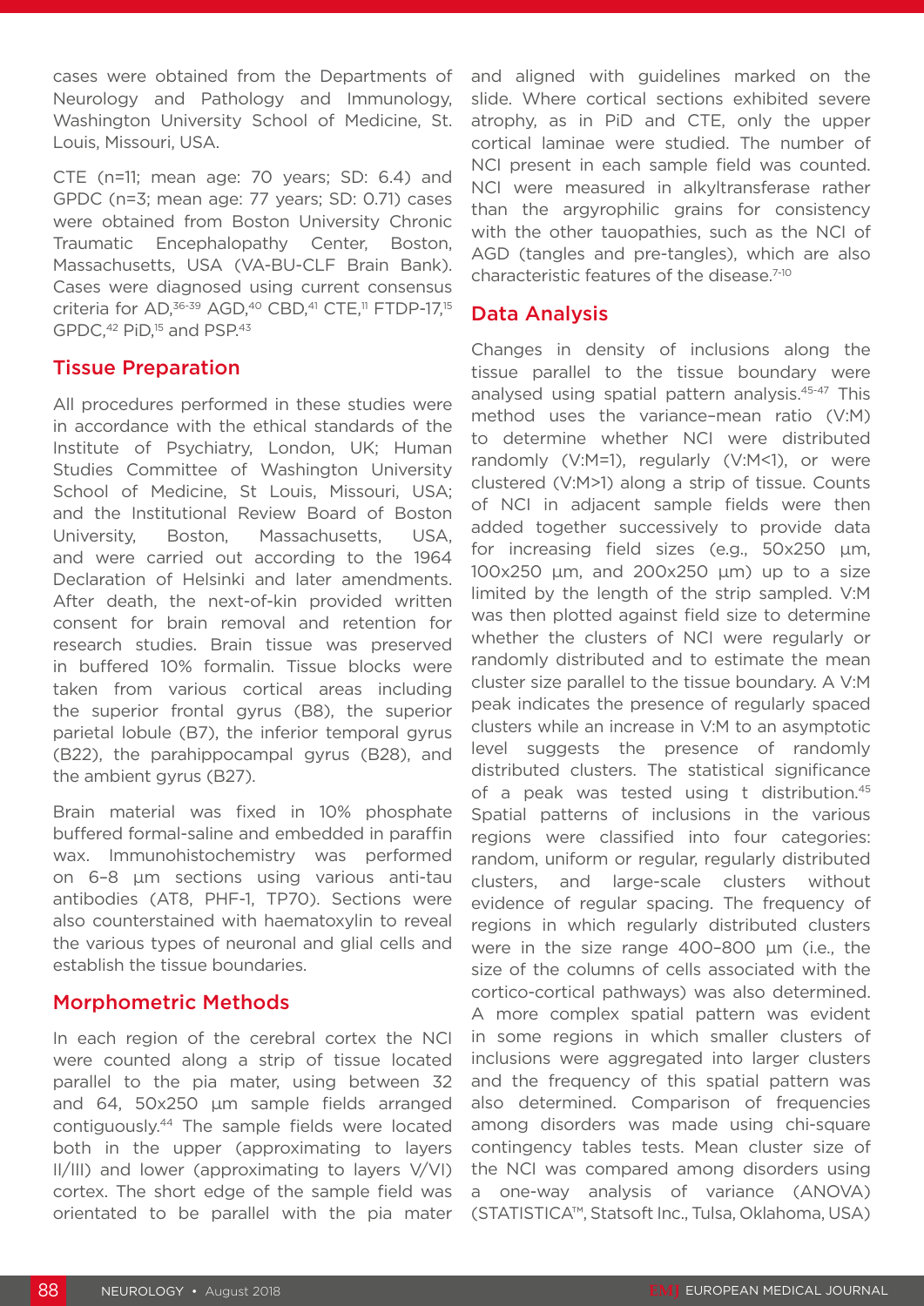cases were obtained from the Departments of Neurology and Pathology and Immunology, Washington University School of Medicine, St. Louis, Missouri, USA.

CTE (n=11; mean age: 70 years; SD: 6.4) and GPDC (n=3; mean age: 77 years; SD: 0.71) cases were obtained from Boston University Chronic Traumatic Encephalopathy Center, Boston, Massachusetts, USA (VA-BU-CLF Brain Bank). Cases were diagnosed using current consensus criteria for AD,[36-39] AGD,[40] CBD,[41] CTE,[11] FTDP-17,[15] GPDC,[42] PiD,[15] and PSP.[43]

## Tissue Preparation

All procedures performed in these studies were in accordance with the ethical standards of the Institute of Psychiatry, London, UK; Human Studies Committee of Washington University School of Medicine, St Louis, Missouri, USA; and the Institutional Review Board of Boston University, Boston, Massachusetts, USA, and were carried out according to the 1964 Declaration of Helsinki and later amendments. After death, the next-of-kin provided written consent for brain removal and retention for research studies. Brain tissue was preserved in buffered 10% formalin. Tissue blocks were taken from various cortical areas including the superior frontal gyrus (B8), the superior parietal lobule (B7), the inferior temporal gyrus (B22), the parahippocampal gyrus (B28), and the ambient gyrus (B27).

Brain material was fixed in 10% phosphate buffered formal-saline and embedded in paraffin wax. Immunohistochemistry was performed on 6–8 µm sections using various anti-tau antibodies (AT8, PHF-1, TP70). Sections were also counterstained with haematoxylin to reveal the various types of neuronal and glial cells and establish the tissue boundaries.

## Morphometric Methods

In each region of the cerebral cortex the NCI were counted along a strip of tissue located parallel to the pia mater, using between 32 and 64, 50x250 µm sample fields arranged contiguously.[44] The sample fields were located both in the upper (approximating to layers II/III) and lower (approximating to layers V/VI) cortex. The short edge of the sample field was orientated to be parallel with the pia mater and aligned with guidelines marked on the slide. Where cortical sections exhibited severe atrophy, as in PiD and CTE, only the upper cortical laminae were studied. The number of NCI present in each sample field was counted. NCI were measured in alkyltransferase rather than the argyrophilic grains for consistency with the other tauopathies, such as the NCI of AGD (tangles and pre-tangles), which are also characteristic features of the disease.[7-10]

## Data Analysis

Changes in density of inclusions along the tissue parallel to the tissue boundary were analysed using spatial pattern analysis.[45-47] This method uses the variance–mean ratio (V:M) to determine whether NCI were distributed randomly (V:M=1), regularly (V:M<1), or were clustered (V:M>1) along a strip of tissue. Counts of NCI in adjacent sample fields were then added together successively to provide data for increasing field sizes (e.g., 50x250 µm, 100x250 µm, and 200x250 µm) up to a size limited by the length of the strip sampled. V:M was then plotted against field size to determine whether the clusters of NCI were regularly or randomly distributed and to estimate the mean cluster size parallel to the tissue boundary. A V:M peak indicates the presence of regularly spaced clusters while an increase in V:M to an asymptotic level suggests the presence of randomly distributed clusters. The statistical significance of a peak was tested using t distribution.[45] Spatial patterns of inclusions in the various regions were classified into four categories: random, uniform or regular, regularly distributed clusters, and large-scale clusters without evidence of regular spacing. The frequency of regions in which regularly distributed clusters were in the size range 400–800 µm (i.e., the size of the columns of cells associated with the cortico-cortical pathways) was also determined. A more complex spatial pattern was evident in some regions in which smaller clusters of inclusions were aggregated into larger clusters and the frequency of this spatial pattern was also determined. Comparison of frequencies among disorders was made using chi-square contingency tables tests. Mean cluster size of the NCI was compared among disorders using a one-way analysis of variance (ANOVA) (STATISTICA™, Statsoft Inc., Tulsa, Oklahoma, USA)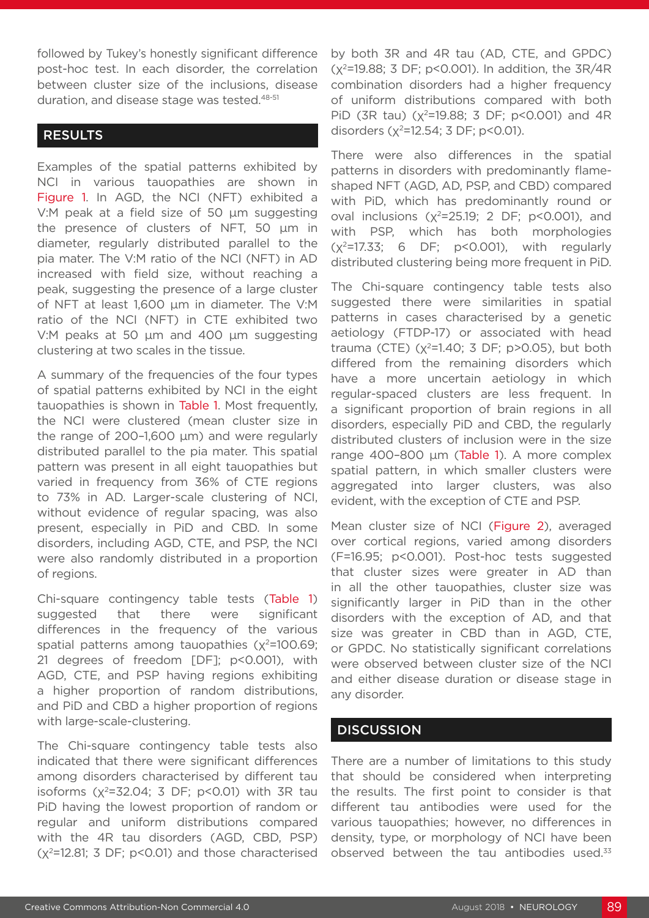followed by Tukey's honestly significant difference post-hoc test. In each disorder, the correlation between cluster size of the inclusions, disease duration, and disease stage was tested.[48-51]

## RESULTS

Examples of the spatial patterns exhibited by NCI in various tauopathies are shown in Figure 1. In AGD, the NCI (NFT) exhibited a V:M peak at a field size of 50 µm suggesting the presence of clusters of NFT, 50 µm in diameter, regularly distributed parallel to the pia mater. The V:M ratio of the NCI (NFT) in AD increased with field size, without reaching a peak, suggesting the presence of a large cluster of NFT at least 1,600 µm in diameter. The V:M ratio of the NCI (NFT) in CTE exhibited two V:M peaks at 50 µm and 400 µm suggesting clustering at two scales in the tissue.

A summary of the frequencies of the four types of spatial patterns exhibited by NCI in the eight tauopathies is shown in Table 1. Most frequently, the NCI were clustered (mean cluster size in the range of 200–1,600 µm) and were regularly distributed parallel to the pia mater. This spatial pattern was present in all eight tauopathies but varied in frequency from 36% of CTE regions to 73% in AD. Larger-scale clustering of NCI, without evidence of regular spacing, was also present, especially in PiD and CBD. In some disorders, including AGD, CTE, and PSP, the NCI were also randomly distributed in a proportion of regions.

Chi-square contingency table tests (Table 1) suggested that there were significant differences in the frequency of the various spatial patterns among tauopathies ($\chi^2$=100.69; 21 degrees of freedom [DF]; $p<0.001$), with AGD, CTE, and PSP having regions exhibiting a higher proportion of random distributions, and PiD and CBD a higher proportion of regions with large-scale-clustering.

The Chi-square contingency table tests also indicated that there were significant differences among disorders characterised by different tau isoforms ($\chi^2$=32.04; 3 DF; $p<0.01$) with 3R tau PiD having the lowest proportion of random or regular and uniform distributions compared with the 4R tau disorders (AGD, CBD, PSP) ($\chi^2$=12.81; 3 DF; $p<0.01$) and those characterised by both 3R and 4R tau (AD, CTE, and GPDC) ($\chi^2$=19.88; 3 DF; $p<0.001$). In addition, the 3R/4R combination disorders had a higher frequency of uniform distributions compared with both PiD (3R tau) ($\chi^2$=19.88; 3 DF; $p<0.001$) and 4R disorders ($\chi^2$=12.54; 3 DF; $p<0.01$).

There were also differences in the spatial patterns in disorders with predominantly flame-shaped NFT (AGD, AD, PSP, and CBD) compared with PiD, which has predominantly round or oval inclusions ($\chi^2$=25.19; 2 DF; $p<0.001$), and with PSP, which has both morphologies ($\chi^2$=17.33; 6 DF; $p<0.001$), with regularly distributed clustering being more frequent in PiD.

The Chi-square contingency table tests also suggested there were similarities in spatial patterns in cases characterised by a genetic aetiology (FTDP-17) or associated with head trauma (CTE) ($\chi^2$=1.40; 3 DF; $p>0.05$), but both differed from the remaining disorders which have a more uncertain aetiology in which regular-spaced clusters are less frequent. In a significant proportion of brain regions in all disorders, especially PiD and CBD, the regularly distributed clusters of inclusion were in the size range 400–800 µm (Table 1). A more complex spatial pattern, in which smaller clusters were aggregated into larger clusters, was also evident, with the exception of CTE and PSP.

Mean cluster size of NCI (Figure 2), averaged over cortical regions, varied among disorders ($F$=16.95; $p<0.001$). Post-hoc tests suggested that cluster sizes were greater in AD than in all the other tauopathies, cluster size was significantly larger in PiD than in the other disorders with the exception of AD, and that size was greater in CBD than in AGD, CTE, or GPDC. No statistically significant correlations were observed between cluster size of the NCI and either disease duration or disease stage in any disorder.

## DISCUSSION

There are a number of limitations to this study that should be considered when interpreting the results. The first point to consider is that different tau antibodies were used for the various tauopathies; however, no differences in density, type, or morphology of NCI have been observed between the tau antibodies used.[33]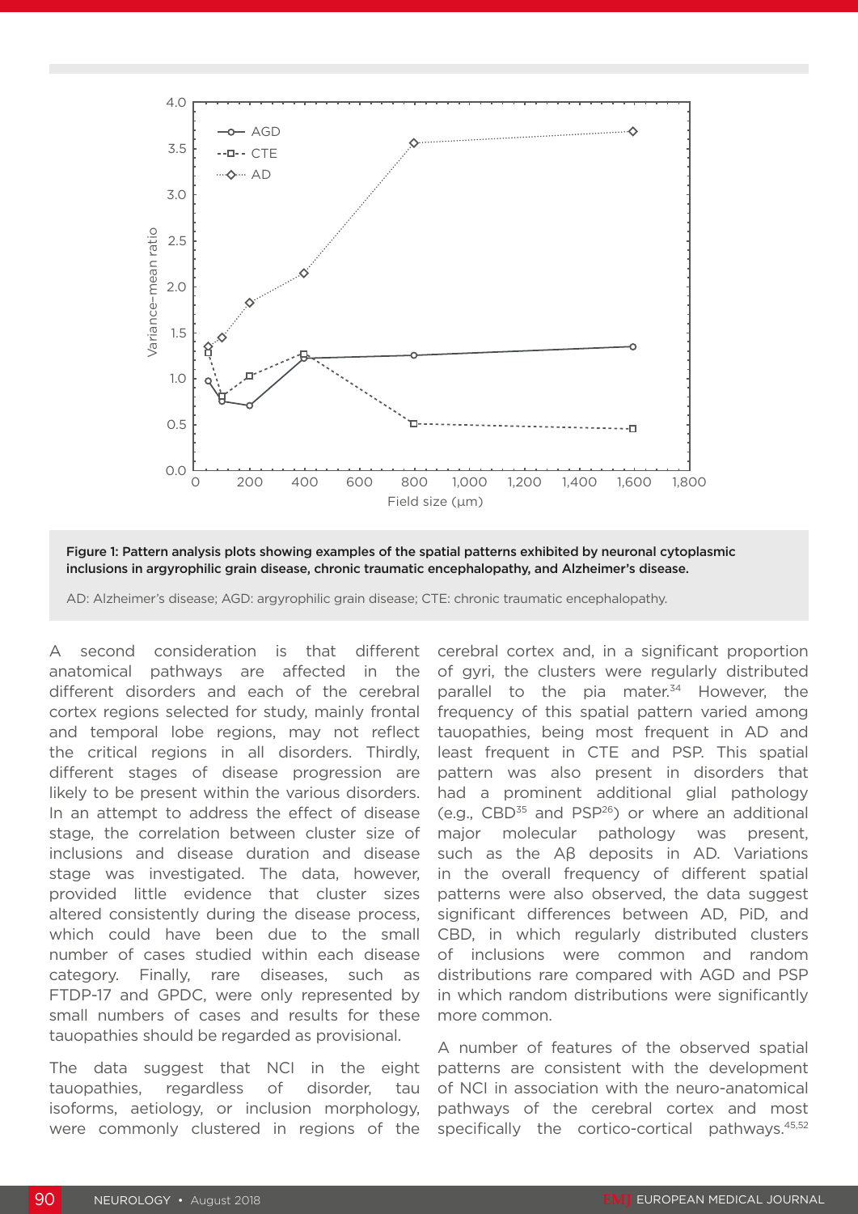Figure 1: Pattern analysis plots showing examples of the spatial patterns exhibited by neuronal cytoplasmic inclusions in argyrophilic grain disease, chronic traumatic encephalopathy, and Alzheimer's disease.

AD: Alzheimer's disease; AGD: argyrophilic grain disease; CTE: chronic traumatic encephalopathy.

A second consideration is that different anatomical pathways are affected in the different disorders and each of the cerebral cortex regions selected for study, mainly frontal and temporal lobe regions, may not reflect the critical regions in all disorders. Thirdly, different stages of disease progression are likely to be present within the various disorders. In an attempt to address the effect of disease stage, the correlation between cluster size of inclusions and disease duration and disease stage was investigated. The data, however, provided little evidence that cluster sizes altered consistently during the disease process, which could have been due to the small number of cases studied within each disease category. Finally, rare diseases, such as FTDP-17 and GPDC, were only represented by small numbers of cases and results for these tauopathies should be regarded as provisional.

The data suggest that NCI in the eight tauopathies, regardless of disorder, tau isoforms, aetiology, or inclusion morphology, were commonly clustered in regions of the cerebral cortex and, in a significant proportion of gyri, the clusters were regularly distributed parallel to the pia mater.[34] However, the frequency of this spatial pattern varied among tauopathies, being most frequent in AD and least frequent in CTE and PSP. This spatial pattern was also present in disorders that had a prominent additional glial pathology (e.g., CBD[35] and PSP[26]) or where an additional major molecular pathology was present, such as the Aβ deposits in AD. Variations in the overall frequency of different spatial patterns were also observed, the data suggest significant differences between AD, PiD, and CBD, in which regularly distributed clusters of inclusions were common and random distributions rare compared with AGD and PSP in which random distributions were significantly more common.

A number of features of the observed spatial patterns are consistent with the development of NCI in association with the neuro-anatomical pathways of the cerebral cortex and most specifically the cortico-cortical pathways.[45,52]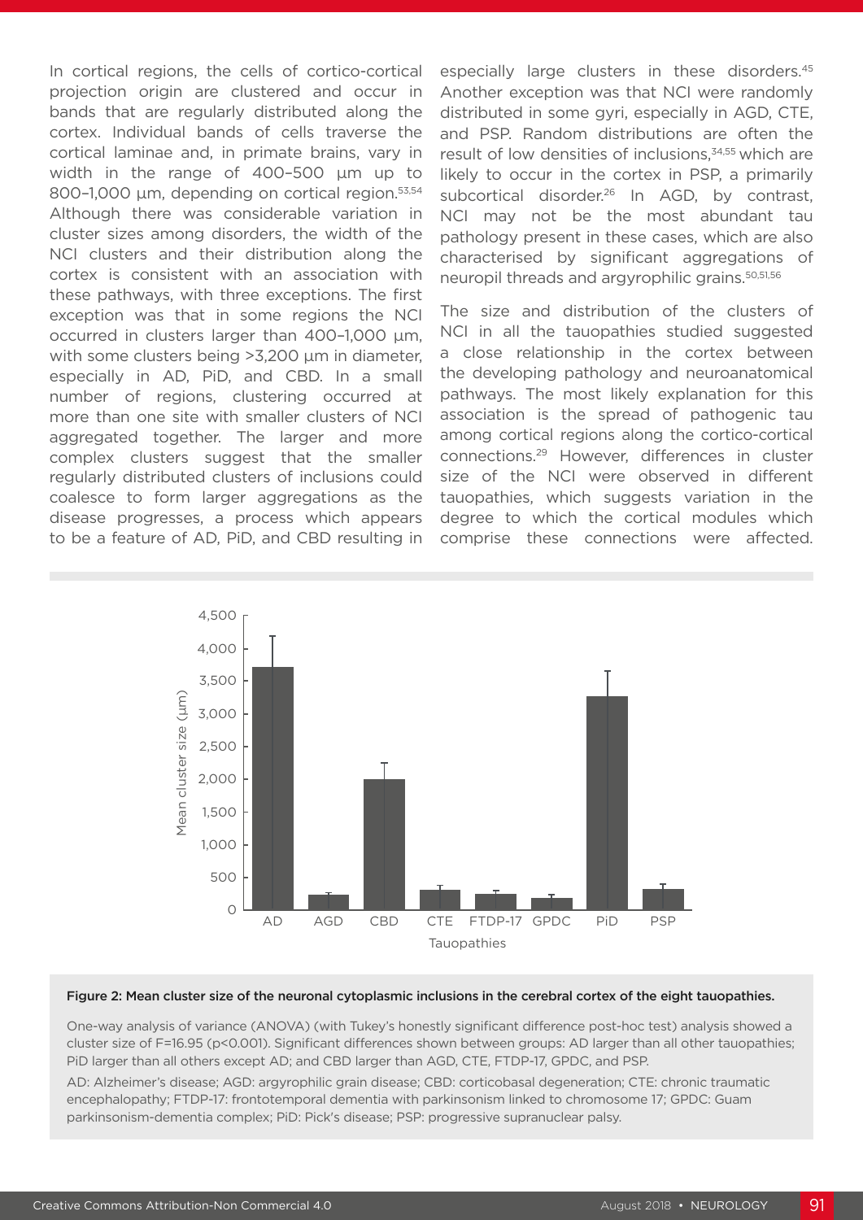In cortical regions, the cells of cortico-cortical projection origin are clustered and occur in bands that are regularly distributed along the cortex. Individual bands of cells traverse the cortical laminae and, in primate brains, vary in width in the range of 400–500 µm up to 800–1,000 µm, depending on cortical region.[53,54] Although there was considerable variation in cluster sizes among disorders, the width of the NCI clusters and their distribution along the cortex is consistent with an association with these pathways, with three exceptions. The first exception was that in some regions the NCI occurred in clusters larger than 400–1,000 µm, with some clusters being >3,200 µm in diameter, especially in AD, PiD, and CBD. In a small number of regions, clustering occurred at more than one site with smaller clusters of NCI aggregated together. The larger and more complex clusters suggest that the smaller regularly distributed clusters of inclusions could coalesce to form larger aggregations as the disease progresses, a process which appears to be a feature of AD, PiD, and CBD resulting in especially large clusters in these disorders.[45] Another exception was that NCI were randomly distributed in some gyri, especially in AGD, CTE, and PSP. Random distributions are often the result of low densities of inclusions,[34,55] which are likely to occur in the cortex in PSP, a primarily subcortical disorder.[26] In AGD, by contrast, NCI may not be the most abundant tau pathology present in these cases, which are also characterised by significant aggregations of neuropil threads and argyrophilic grains.[50,51,56]

The size and distribution of the clusters of NCI in all the tauopathies studied suggested a close relationship in the cortex between the developing pathology and neuroanatomical pathways. The most likely explanation for this association is the spread of pathogenic tau among cortical regions along the cortico-cortical connections.[29] However, differences in cluster size of the NCI were observed in different tauopathies, which suggests variation in the degree to which the cortical modules which comprise these connections were affected.

**Figure 2: Mean cluster size of the neuronal cytoplasmic inclusions in the cerebral cortex of the eight tauopathies.**

One-way analysis of variance (ANOVA) (with Tukey's honestly significant difference post-hoc test) analysis showed a cluster size of F=16.95 (p<0.001). Significant differences shown between groups: AD larger than all other tauopathies; PiD larger than all others except AD; and CBD larger than AGD, CTE, FTDP-17, GPDC, and PSP.

AD: Alzheimer's disease; AGD: argyrophilic grain disease; CBD: corticobasal degeneration; CTE: chronic traumatic encephalopathy; FTDP-17: frontotemporal dementia with parkinsonism linked to chromosome 17; GPDC: Guam parkinsonism-dementia complex; PiD: Pick's disease; PSP: progressive supranuclear palsy.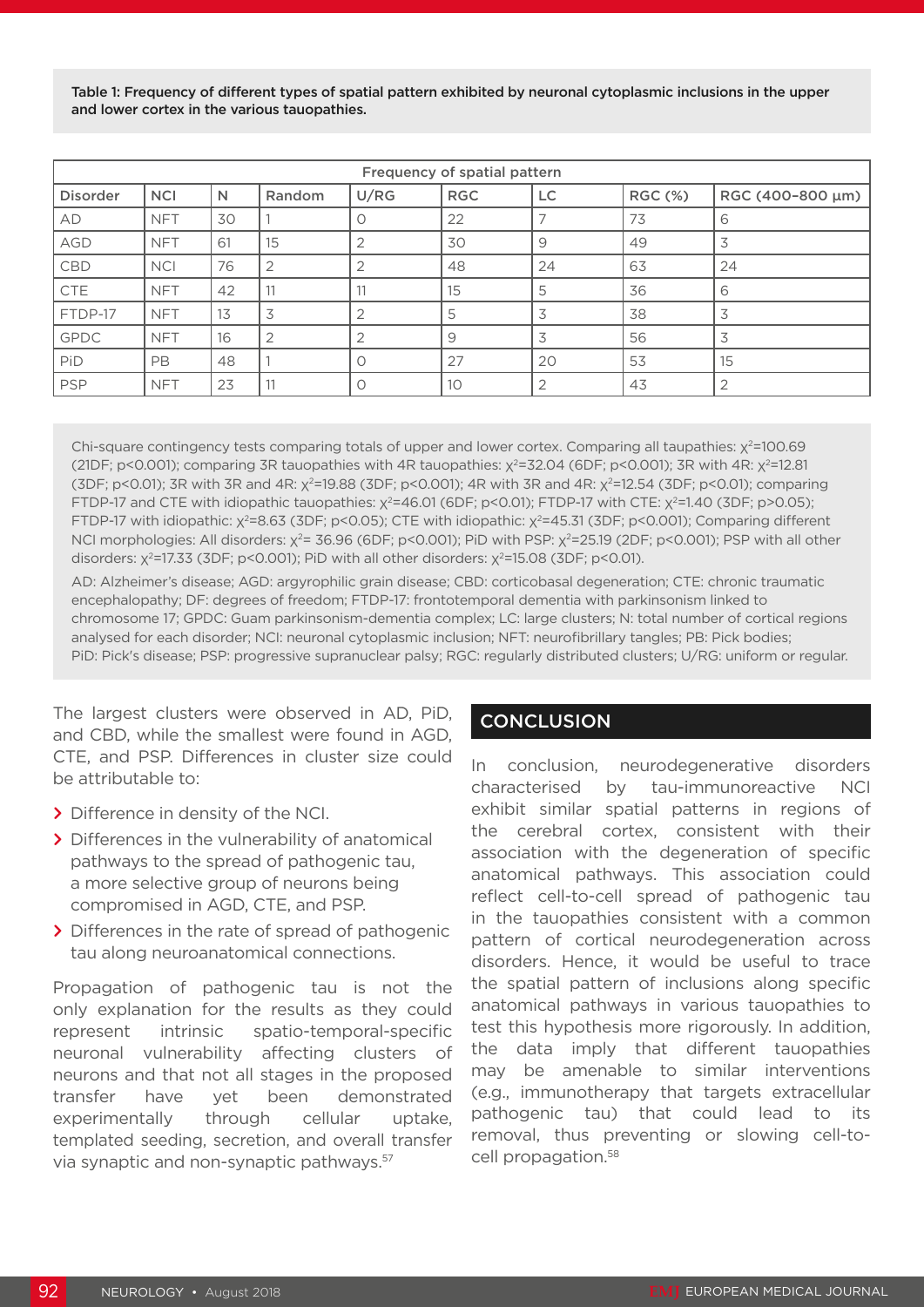Table 1: Frequency of different types of spatial pattern exhibited by neuronal cytoplasmic inclusions in the upper and lower cortex in the various tauopathies.

| Frequency of spatial pattern | | | | | | | | |
|---|---|---|---|---|---|---|---|---|
| Disorder | NCI | N | Random | U/RG | RGC | LC | RGC (%) | RGC (400–800 μm) |
| AD | NFT | 30 | 1 | 0 | 22 | 7 | 73 | 6 |
| AGD | NFT | 61 | 15 | 2 | 30 | 9 | 49 | 3 |
| CBD | NCI | 76 | 2 | 2 | 48 | 24 | 63 | 24 |
| CTE | NFT | 42 | 11 | 11 | 15 | 5 | 36 | 6 |
| FTDP-17 | NFT | 13 | 3 | 2 | 5 | 3 | 38 | 3 |
| GPDC | NFT | 16 | 2 | 2 | 9 | 3 | 56 | 3 |
| PiD | PB | 48 | 1 | 0 | 27 | 20 | 53 | 15 |
| PSP | NFT | 23 | 11 | 0 | 10 | 2 | 43 | 2 |

Chi-square contingency tests comparing totals of upper and lower cortex. Comparing all taupathies: $\chi^2$=100.69 (21DF; p<0.001); comparing 3R tauopathies with 4R tauopathies: $\chi^2$=32.04 (6DF; p<0.001); 3R with 4R: $\chi^2$=12.81 (3DF; p<0.01); 3R with 3R and 4R: $\chi^2$=19.88 (3DF; p<0.001); 4R with 3R and 4R: $\chi^2$=12.54 (3DF; p<0.01); comparing FTDP-17 and CTE with idiopathic tauopathies: $\chi^2$=46.01 (6DF; p<0.01); FTDP-17 with CTE: $\chi^2$=1.40 (3DF; p>0.05); FTDP-17 with idiopathic: $\chi^2$=8.63 (3DF; p<0.05); CTE with idiopathic: $\chi^2$=45.31 (3DF; p<0.001); Comparing different NCI morphologies: All disorders: $\chi^2$= 36.96 (6DF; p<0.001); PiD with PSP: $\chi^2$=25.19 (2DF; p<0.001); PSP with all other disorders: $\chi^2$=17.33 (3DF; p<0.001); PiD with all other disorders: $\chi^2$=15.08 (3DF; p<0.01).

AD: Alzheimer's disease; AGD: argyrophilic grain disease; CBD: corticobasal degeneration; CTE: chronic traumatic encephalopathy; DF: degrees of freedom; FTDP-17: frontotemporal dementia with parkinsonism linked to chromosome 17; GPDC: Guam parkinsonism-dementia complex; LC: large clusters; N: total number of cortical regions analysed for each disorder; NCI: neuronal cytoplasmic inclusion; NFT: neurofibrillary tangles; PB: Pick bodies; PiD: Pick's disease; PSP: progressive supranuclear palsy; RGC: regularly distributed clusters; U/RG: uniform or regular.

The largest clusters were observed in AD, PiD, and CBD, while the smallest were found in AGD, CTE, and PSP. Differences in cluster size could be attributable to:

- Difference in density of the NCI.
- Differences in the vulnerability of anatomical pathways to the spread of pathogenic tau, a more selective group of neurons being compromised in AGD, CTE, and PSP.
- Differences in the rate of spread of pathogenic tau along neuroanatomical connections.

Propagation of pathogenic tau is not the only explanation for the results as they could represent intrinsic spatio-temporal-specific neuronal vulnerability affecting clusters of neurons and that not all stages in the proposed transfer have yet been demonstrated experimentally through cellular uptake, templated seeding, secretion, and overall transfer via synaptic and non-synaptic pathways.[57]

## CONCLUSION

In conclusion, neurodegenerative disorders characterised by tau-immunoreactive NCI exhibit similar spatial patterns in regions of the cerebral cortex, consistent with their association with the degeneration of specific anatomical pathways. This association could reflect cell-to-cell spread of pathogenic tau in the tauopathies consistent with a common pattern of cortical neurodegeneration across disorders. Hence, it would be useful to trace the spatial pattern of inclusions along specific anatomical pathways in various tauopathies to test this hypothesis more rigorously. In addition, the data imply that different tauopathies may be amenable to similar interventions (e.g., immunotherapy that targets extracellular pathogenic tau) that could lead to its removal, thus preventing or slowing cell-to-cell propagation.[58]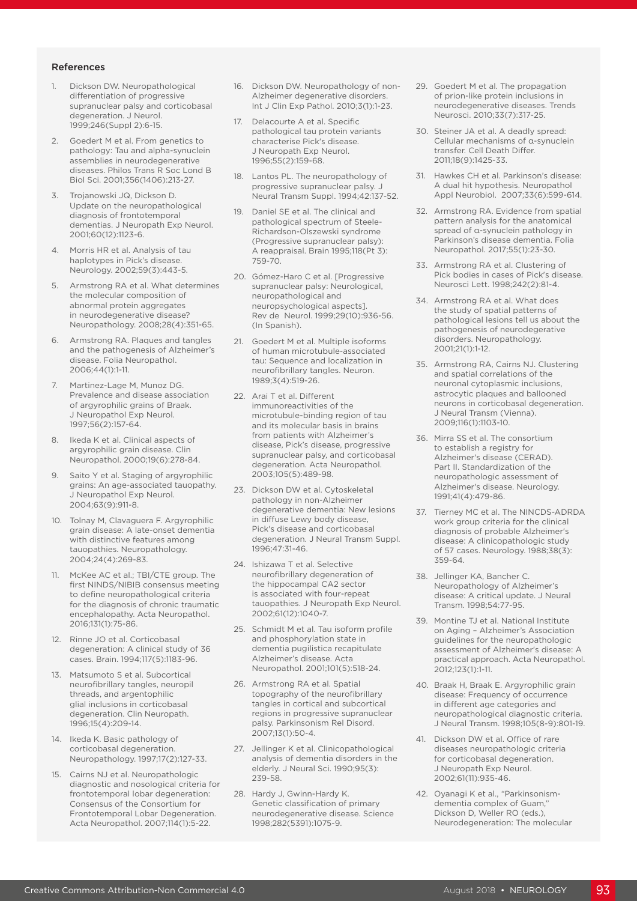## References

1. Dickson DW. Neuropathological differentiation of progressive supranuclear palsy and corticobasal degeneration. J Neurol. 1999;246(Suppl 2):6-15.
2. Goedert M et al. From genetics to pathology: Tau and alpha-synuclein assemblies in neurodegenerative diseases. Philos Trans R Soc Lond B Biol Sci. 2001;356(1406):213-27.
3. Trojanowski JQ, Dickson D. Update on the neuropathological diagnosis of frontotemporal dementias. J Neuropath Exp Neurol. 2001;60(12):1123-6.
4. Morris HR et al. Analysis of tau haplotypes in Pick's disease. Neurology. 2002;59(3):443-5.
5. Armstrong RA et al. What determines the molecular composition of abnormal protein aggregates in neurodegenerative disease? Neuropathology. 2008;28(4):351-65.
6. Armstrong RA. Plaques and tangles and the pathogenesis of Alzheimer's disease. Folia Neuropathol. 2006;44(1):1-11.
7. Martinez-Lage M, Munoz DG. Prevalence and disease association of argyrophilic grains of Braak. J Neuropathol Exp Neurol. 1997;56(2):157-64.
8. Ikeda K et al. Clinical aspects of argyrophilic grain disease. Clin Neuropathol. 2000;19(6):278-84.
9. Saito Y et al. Staging of argyrophilic grains: An age-associated tauopathy. J Neuropathol Exp Neurol. 2004;63(9):911-8.
10. Tolnay M, Clavaguera F. Argyrophilic grain disease: A late-onset dementia with distinctive features among tauopathies. Neuropathology. 2004;24(4):269-83.
11. McKee AC et al.; TBI/CTE group. The first NINDS/NIBIB consensus meeting to define neuropathological criteria for the diagnosis of chronic traumatic encephalopathy. Acta Neuropathol. 2016;131(1):75-86.
12. Rinne JO et al. Corticobasal degeneration: A clinical study of 36 cases. Brain. 1994;117(5):1183-96.
13. Matsumoto S et al. Subcortical neurofibrillary tangles, neuropil threads, and argentophilic glial inclusions in corticobasal degeneration. Clin Neuropath. 1996;15(4):209-14.
14. Ikeda K. Basic pathology of corticobasal degeneration. Neuropathology. 1997;17(2):127-33.
15. Cairns NJ et al. Neuropathologic diagnostic and nosological criteria for frontotemporal lobar degeneration: Consensus of the Consortium for Frontotemporal Lobar Degeneration. Acta Neuropathol. 2007;114(1):5-22.
16. Dickson DW. Neuropathology of non-Alzheimer degenerative disorders. Int J Clin Exp Pathol. 2010;3(1):1-23.
17. Delacourte A et al. Specific pathological tau protein variants characterise Pick's disease. J Neuropath Exp Neurol. 1996;55(2):159-68.
18. Lantos PL. The neuropathology of progressive supranuclear palsy. J Neural Transm Suppl. 1994;42:137-52.
19. Daniel SE et al. The clinical and pathological spectrum of Steele-Richardson-Olszewski syndrome (Progressive supranuclear palsy): A reappraisal. Brain 1995;118(Pt 3): 759-70.
20. Gómez-Haro C et al. [Progressive supranuclear palsy: Neurological, neuropathological and neuropsychological aspects]. Rev de Neurol. 1999;29(10):936-56. (In Spanish).
21. Goedert M et al. Multiple isoforms of human microtubule-associated tau: Sequence and localization in neurofibrillary tangles. Neuron. 1989;3(4):519-26.
22. Arai T et al. Different immunoreactivities of the microtubule-binding region of tau and its molecular basis in brains from patients with Alzheimer's disease, Pick's disease, progressive supranuclear palsy, and corticobasal degeneration. Acta Neuropathol. 2003;105(5):489-98.
23. Dickson DW et al. Cytoskeletal pathology in non-Alzheimer degenerative dementia: New lesions in diffuse Lewy body disease, Pick's disease and corticobasal degeneration. J Neural Transm Suppl. 1996;47:31-46.
24. Ishizawa T et al. Selective neurofibrillary degeneration of the hippocampal CA2 sector is associated with four-repeat tauopathies. J Neuropath Exp Neurol. 2002;61(12):1040-7.
25. Schmidt M et al. Tau isoform profile and phosphorylation state in dementia pugilistica recapitulate Alzheimer's disease. Acta Neuropathol. 2001;101(5):518-24.
26. Armstrong RA et al. Spatial topography of the neurofibrillary tangles in cortical and subcortical regions in progressive supranuclear palsy. Parkinsonism Rel Disord. 2007;13(1):50-4.
27. Jellinger K et al. Clinicopathological analysis of dementia disorders in the elderly. J Neural Sci. 1990;95(3): 239-58.
28. Hardy J, Gwinn-Hardy K. Genetic classification of primary neurodegenerative disease. Science 1998;282(5391):1075-9.
29. Goedert M et al. The propagation of prion-like protein inclusions in neurodegenerative diseases. Trends Neurosci. 2010;33(7):317-25.
30. Steiner JA et al. A deadly spread: Cellular mechanisms of α-synuclein transfer. Cell Death Differ. 2011;18(9):1425-33.
31. Hawkes CH et al. Parkinson's disease: A dual hit hypothesis. Neuropathol Appl Neurobiol. 2007;33(6):599-614.
32. Armstrong RA. Evidence from spatial pattern analysis for the anatomical spread of α-synuclein pathology in Parkinson's disease dementia. Folia Neuropathol. 2017;55(1):23-30.
33. Armstrong RA et al. Clustering of Pick bodies in cases of Pick's disease. Neurosci Lett. 1998;242(2):81-4.
34. Armstrong RA et al. What does the study of spatial patterns of pathological lesions tell us about the pathogenesis of neurodegenerative disorders. Neuropathology. 2001;21(1):1-12.
35. Armstrong RA, Cairns NJ. Clustering and spatial correlations of the neuronal cytoplasmic inclusions, astrocytic plaques and ballooned neurons in corticobasal degeneration. J Neural Transm (Vienna). 2009;116(1):1103-10.
36. Mirra SS et al. The consortium to establish a registry for Alzheimer's disease (CERAD). Part II. Standardization of the neuropathologic assessment of Alzheimer's disease. Neurology. 1991;41(4):479-86.
37. Tierney MC et al. The NINCDS-ADRDA work group criteria for the clinical diagnosis of probable Alzheimer's disease: A clinicopathologic study of 57 cases. Neurology. 1988;38(3): 359-64.
38. Jellinger KA, Bancher C. Neuropathology of Alzheimer's disease: A critical update. J Neural Transm. 1998;54:77-95.
39. Montine TJ et al. National Institute on Aging – Alzheimer's Association guidelines for the neuropathologic assessment of Alzheimer's disease: A practical approach. Acta Neuropathol. 2012;123(1):1-11.
40. Braak H, Braak E. Argyrophilic grain disease: Frequency of occurrence in different age categories and neuropathological diagnostic criteria. J Neural Transm. 1998;105(8-9):801-19.
41. Dickson DW et al. Office of rare diseases neuropathologic criteria for corticobasal degeneration. J Neuropath Exp Neurol. 2002;61(11):935-46.
42. Oyanagi K et al., "Parkinsonism-dementia complex of Guam," Dickson D, Weller RO (eds.), Neurodegeneration: The molecular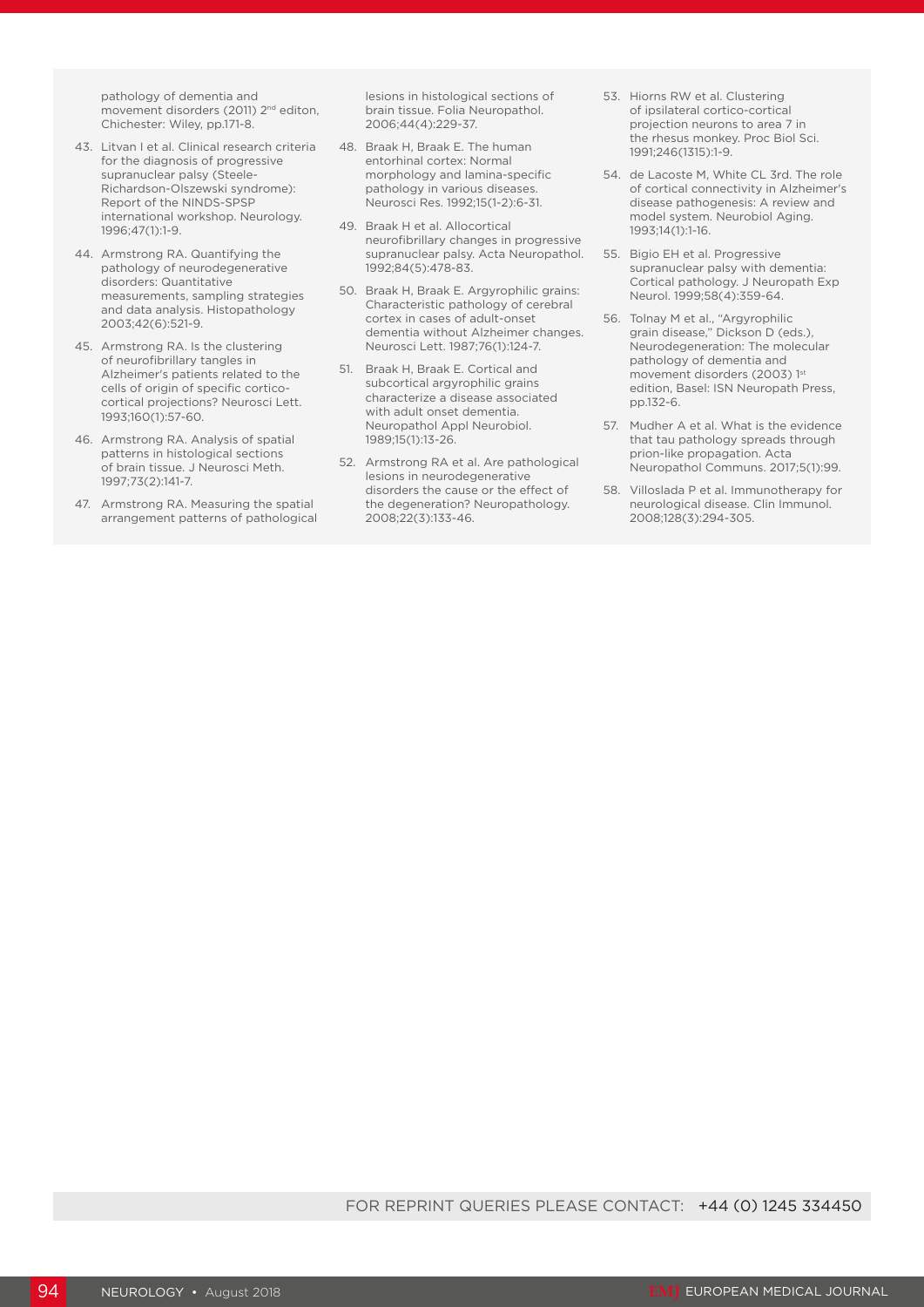pathology of dementia and movement disorders (2011) 2nd editon, Chichester: Wiley, pp.171-8.

43. Litvan I et al. Clinical research criteria for the diagnosis of progressive supranuclear palsy (Steele-Richardson-Olszewski syndrome): Report of the NINDS-SPSP international workshop. Neurology. 1996;47(1):1-9.
44. Armstrong RA. Quantifying the pathology of neurodegenerative disorders: Quantitative measurements, sampling strategies and data analysis. Histopathology 2003;42(6):521-9.
45. Armstrong RA. Is the clustering of neurofibrillary tangles in Alzheimer's patients related to the cells of origin of specific cortico-cortical projections? Neurosci Lett. 1993;160(1):57-60.
46. Armstrong RA. Analysis of spatial patterns in histological sections of brain tissue. J Neurosci Meth. 1997;73(2):141-7.
47. Armstrong RA. Measuring the spatial arrangement patterns of pathological lesions in histological sections of brain tissue. Folia Neuropathol. 2006;44(4):229-37.
48. Braak H, Braak E. The human entorhinal cortex: Normal morphology and lamina-specific pathology in various diseases. Neurosci Res. 1992;15(1-2):6-31.
49. Braak H et al. Allocortical neurofibrillary changes in progressive supranuclear palsy. Acta Neuropathol. 1992;84(5):478-83.
50. Braak H, Braak E. Argyrophilic grains: Characteristic pathology of cerebral cortex in cases of adult-onset dementia without Alzheimer changes. Neurosci Lett. 1987;76(1):124-7.
51. Braak H, Braak E. Cortical and subcortical argyrophilic grains characterize a disease associated with adult onset dementia. Neuropathol Appl Neurobiol. 1989;15(1):13-26.
52. Armstrong RA et al. Are pathological lesions in neurodegenerative disorders the cause or the effect of the degeneration? Neuropathology. 2008;22(3):133-46.
53. Hiorns RW et al. Clustering of ipsilateral cortico-cortical projection neurons to area 7 in the rhesus monkey. Proc Biol Sci. 1991;246(1315):1-9.
54. de Lacoste M, White CL 3rd. The role of cortical connectivity in Alzheimer's disease pathogenesis: A review and model system. Neurobiol Aging. 1993;14(1):1-16.
55. Bigio EH et al. Progressive supranuclear palsy with dementia: Cortical pathology. J Neuropath Exp Neurol. 1999;58(4):359-64.
56. Tolnay M et al., "Argyrophilic grain disease," Dickson D (eds.), Neurodegeneration: The molecular pathology of dementia and movement disorders (2003) 1st edition, Basel: ISN Neuropath Press, pp.132-6.
57. Mudher A et al. What is the evidence that tau pathology spreads through prion-like propagation. Acta Neuropathol Communs. 2017;5(1):99.
58. Villoslada P et al. Immunotherapy for neurological disease. Clin Immunol. 2008;128(3):294-305.

FOR REPRINT QUERIES PLEASE CONTACT: +44 (0) 1245 334450